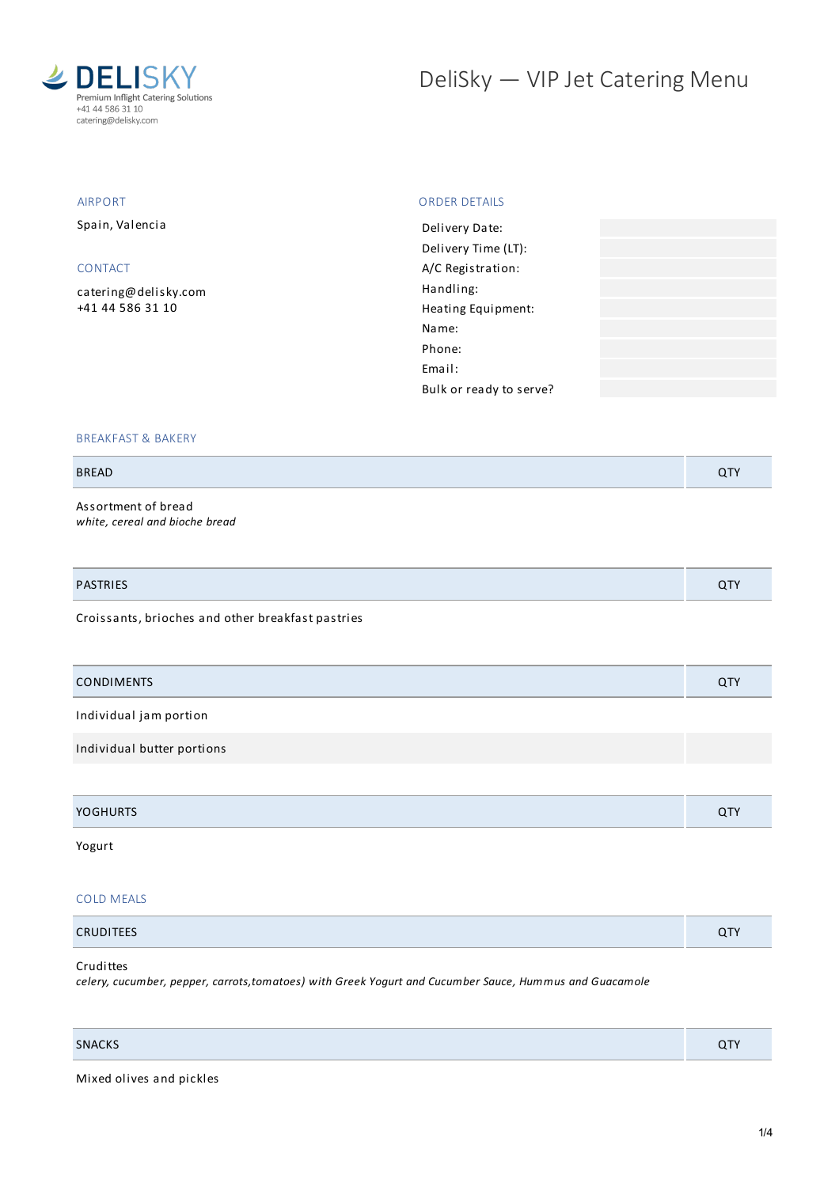DELISKY
Premium Inflight Catering Solutions
+41 44 586 31 10
catering@delisky.com

# DeliSky — VIP Jet Catering Menu

## AIRPORT

Spain, Valencia

## CONTACT

catering@delisky.com
+41 44 586 31 10

## ORDER DETAILS

| | |
|---|---|
| Delivery Date: | |
| Delivery Time (LT): | |
| A/C Registration: | |
| Handling: | |
| Heating Equipment: | |
| Name: | |
| Phone: | |
| Email: | |
| Bulk or ready to serve? | |

## BREAKFAST & BAKERY

| BREAD | QTY |
|---|---|
| Assortment of bread<br>*white, cereal and bioche bread* | |

| PASTRIES | QTY |
|---|---|
| Croissants, brioches and other breakfast pastries | |

| CONDIMENTS | QTY |
|---|---|
| Individual jam portion | |
| Individual butter portions | |

| YOGHURTS | QTY |
|---|---|
| Yogurt | |

## COLD MEALS

| CRUDITEES | QTY |
|---|---|
| Crudities<br>*celery, cucumber, pepper, carrots,tomatoes) with Greek Yogurt and Cucumber Sauce, Hummus and Guacamole* | |

| SNACKS | QTY |
|---|---|
| Mixed olives and pickles | |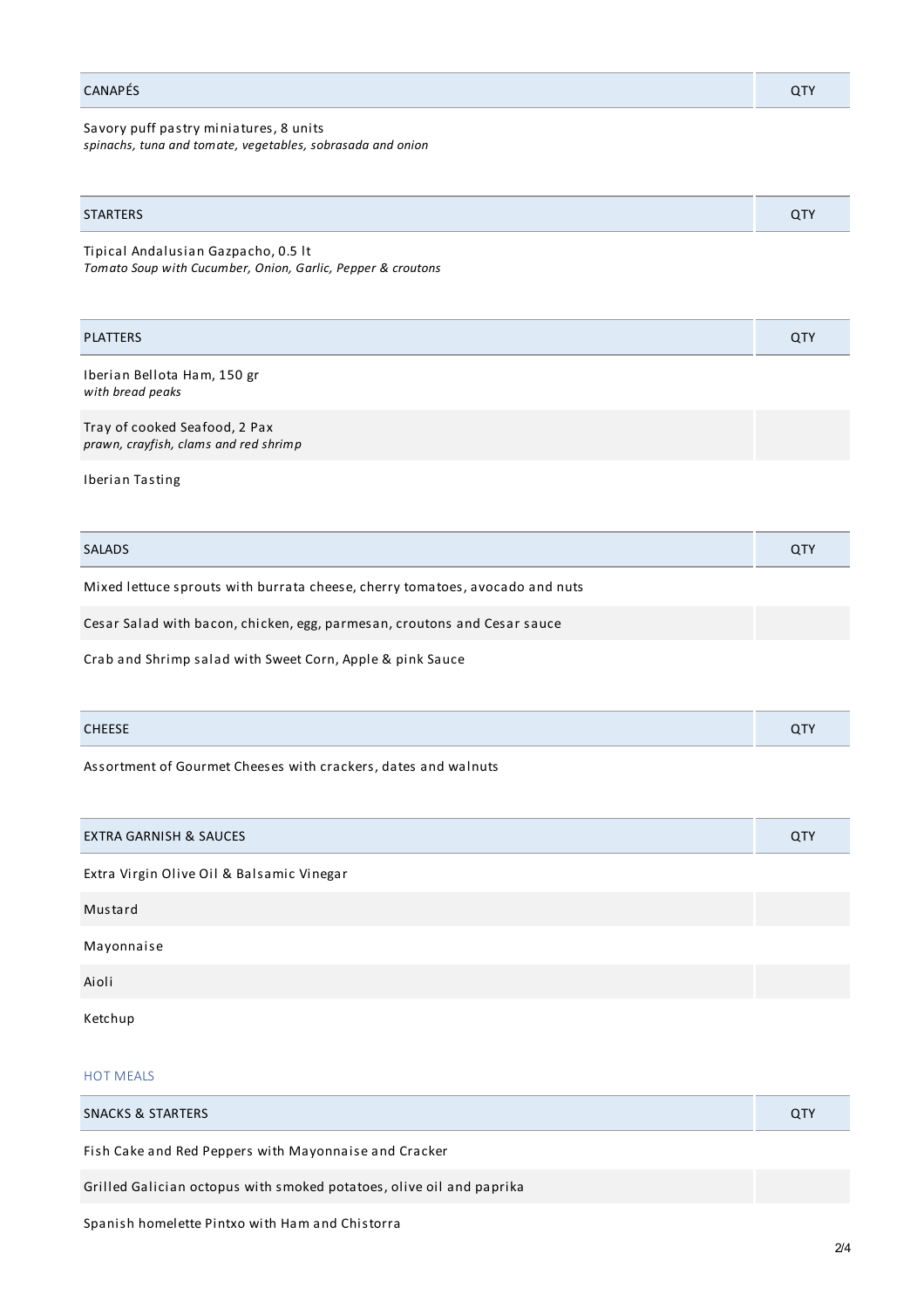| CANAPÉS | QTY |
|---|---|
| Savory puff pastry miniatures, 8 units<br>*spinachs, tuna and tomate, vegetables, sobrasada and onion* | |

| STARTERS | QTY |
|---|---|
| Tipical Andalusian Gazpacho, 0.5 lt<br>*Tomato Soup with Cucumber, Onion, Garlic, Pepper & croutons* | |

| PLATTERS | QTY |
|---|---|
| Iberian Bellota Ham, 150 gr<br>*with bread peaks* | |
| Tray of cooked Seafood, 2 Pax<br>*prawn, crayfish, clams and red shrimp* | |
| Iberian Tasting | |

| SALADS | QTY |
|---|---|
| Mixed lettuce sprouts with burrata cheese, cherry tomatoes, avocado and nuts | |
| Cesar Salad with bacon, chicken, egg, parmesan, croutons and Cesar sauce | |
| Crab and Shrimp salad with Sweet Corn, Apple & pink Sauce | |

| CHEESE | QTY |
|---|---|
| Assortment of Gourmet Cheeses with crackers, dates and walnuts | |

| EXTRA GARNISH & SAUCES | QTY |
|---|---|
| Extra Virgin Olive Oil & Balsamic Vinegar | |
| Mustard | |
| Mayonnaise | |
| Aioli | |
| Ketchup | |

## HOT MEALS

| SNACKS & STARTERS | QTY |
|---|---|
| Fish Cake and Red Peppers with Mayonnaise and Cracker | |
| Grilled Galician octopus with smoked potatoes, olive oil and paprika | |
| Spanish homelette Pintxo with Ham and Chistorra | |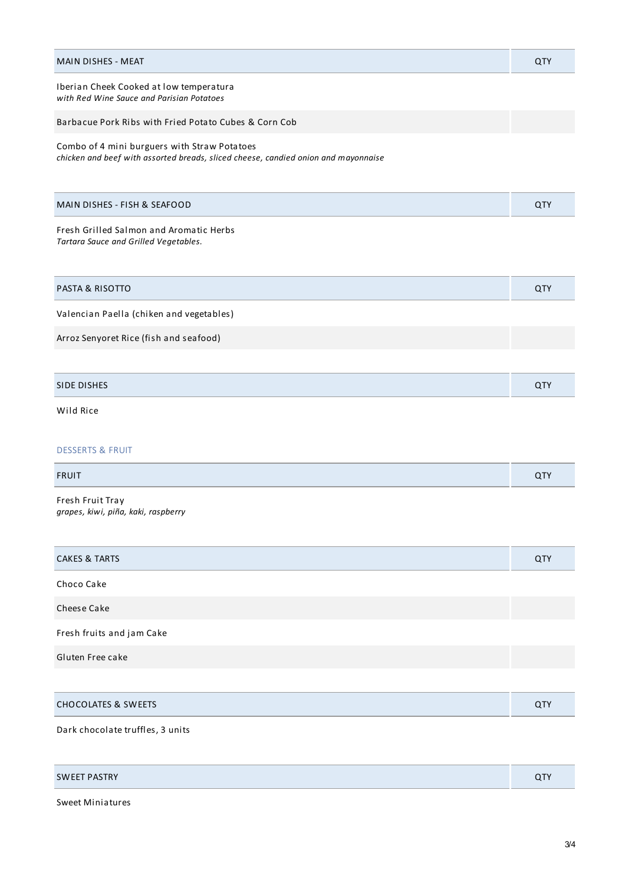| MAIN DISHES - MEAT | QTY |
|---|---|
| Iberian Cheek Cooked at low temperatura<br>*with Red Wine Sauce and Parisian Potatoes* | |
| Barbacue Pork Ribs with Fried Potato Cubes & Corn Cob | |
| Combo of 4 mini burguers with Straw Potatoes<br>*chicken and beef with assorted breads, sliced cheese, candied onion and mayonnaise* | |

| MAIN DISHES - FISH & SEAFOOD | QTY |
|---|---|
| Fresh Grilled Salmon and Aromatic Herbs<br>*Tartara Sauce and Grilled Vegetables.* | |

| PASTA & RISOTTO | QTY |
|---|---|
| Valencian Paella (chiken and vegetables) | |
| Arroz Senyoret Rice (fish and seafood) | |

| SIDE DISHES | QTY |
|---|---|
| Wild Rice | |

## DESSERTS & FRUIT

| FRUIT | QTY |
|---|---|
| Fresh Fruit Tray<br>*grapes, kiwi, piña, kaki, raspberry* | |

| CAKES & TARTS | QTY |
|---|---|
| Choco Cake | |
| Cheese Cake | |
| Fresh fruits and jam Cake | |
| Gluten Free cake | |

| CHOCOLATES & SWEETS | QTY |
|---|---|
| Dark chocolate truffles, 3 units | |

| SWEET PASTRY | QTY |
|---|---|
| Sweet Miniatures | |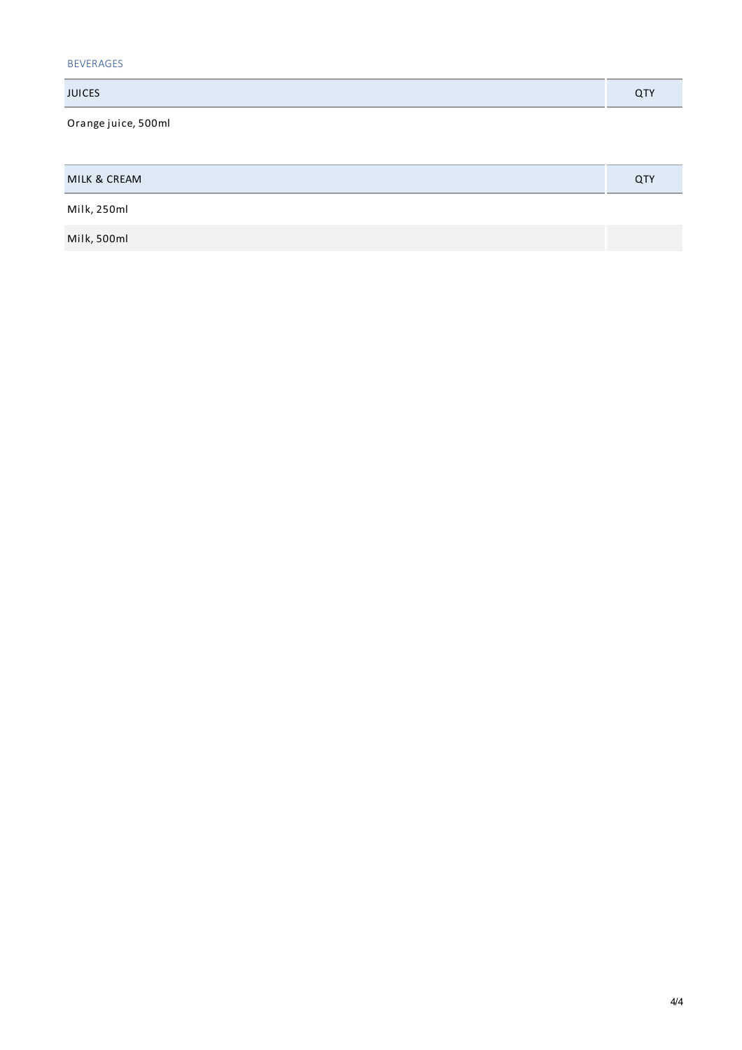### BEVERAGES

| JUICES | QTY |
| --- | --- |
| Orange juice, 500ml | |

| MILK & CREAM | QTY |
| --- | --- |
| Milk, 250ml | |
| Milk, 500ml | |